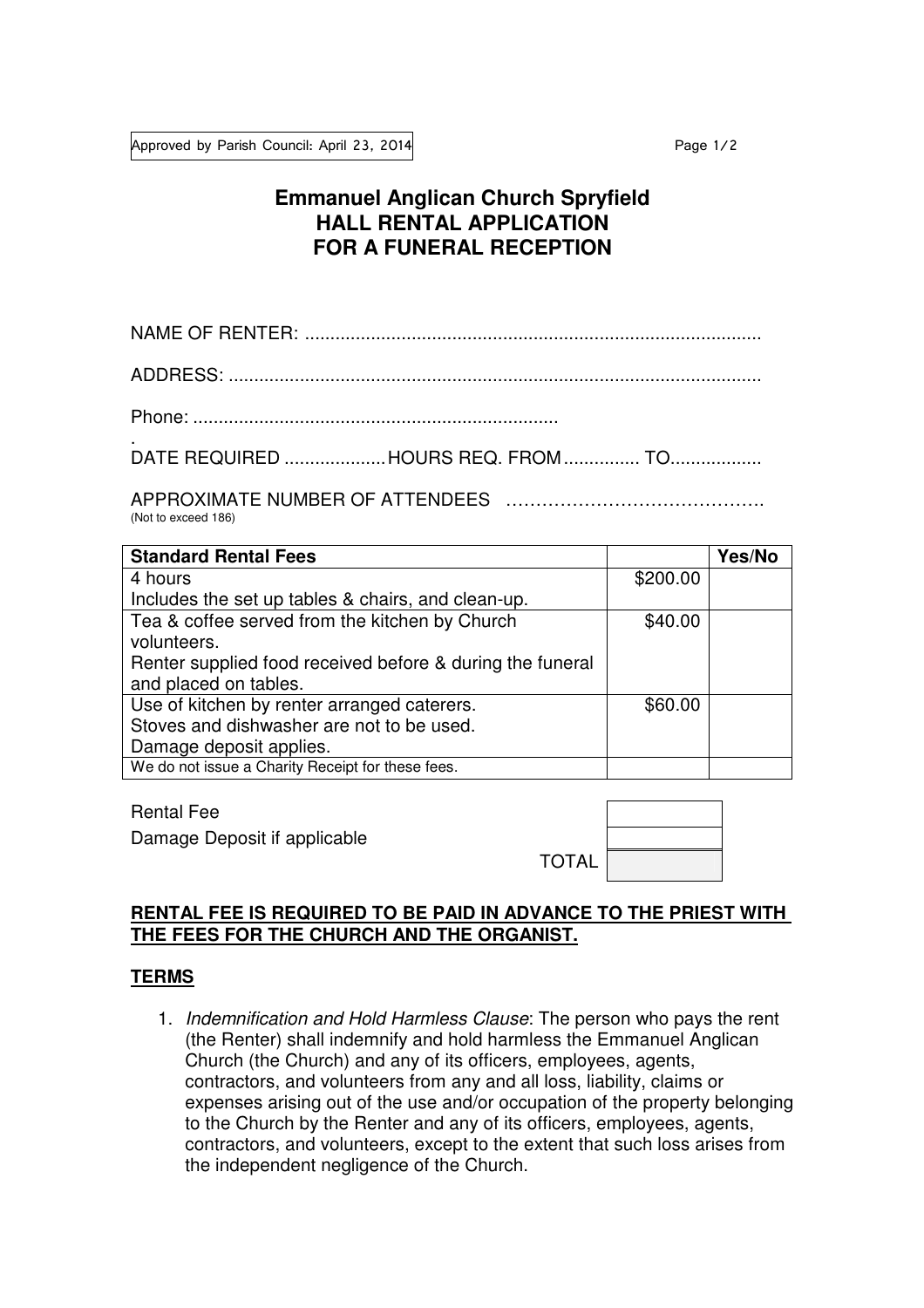# Emmanuel Anglican Church Spryfield
# HALL RENTAL APPLICATION
# FOR A FUNERAL RECEPTION

NAME OF RENTER: ..........................................................................................

ADDRESS: .........................................................................................................

Phone: ........................................................................
.
DATE REQUIRED .................... HOURS REQ. FROM ............... TO..................

APPROXIMATE NUMBER OF ATTENDEES …………………………………….
(Not to exceed 186)

| Standard Rental Fees | | Yes/No |
|---|---|---|
| 4 hours<br>Includes the set up tables & chairs, and clean-up. | $200.00 | |
| Tea & coffee served from the kitchen by Church volunteers.<br>Renter supplied food received before & during the funeral and placed on tables. | $40.00 | |
| Use of kitchen by renter arranged caterers.<br>Stoves and dishwasher are not to be used.<br>Damage deposit applies. | $60.00 | |
| We do not issue a Charity Receipt for these fees. | | |

| | |
|---|---|
| Rental Fee | |
| Damage Deposit if applicable | |
| TOTAL | |

**RENTAL FEE IS REQUIRED TO BE PAID IN ADVANCE TO THE PRIEST WITH THE FEES FOR THE CHURCH AND THE ORGANIST.**

## TERMS

1. *Indemnification and Hold Harmless Clause*: The person who pays the rent (the Renter) shall indemnify and hold harmless the Emmanuel Anglican Church (the Church) and any of its officers, employees, agents, contractors, and volunteers from any and all loss, liability, claims or expenses arising out of the use and/or occupation of the property belonging to the Church by the Renter and any of its officers, employees, agents, contractors, and volunteers, except to the extent that such loss arises from the independent negligence of the Church.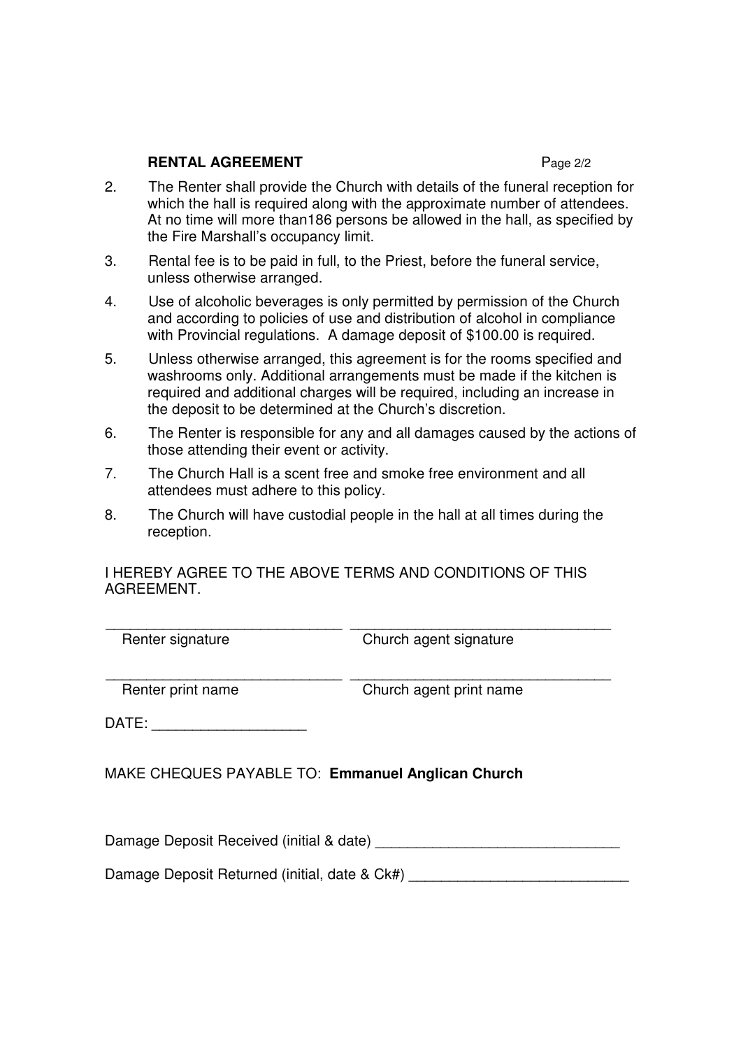**RENTAL AGREEMENT**

2. The Renter shall provide the Church with details of the funeral reception for which the hall is required along with the approximate number of attendees. At no time will more than186 persons be allowed in the hall, as specified by the Fire Marshall's occupancy limit.
3. Rental fee is to be paid in full, to the Priest, before the funeral service, unless otherwise arranged.
4. Use of alcoholic beverages is only permitted by permission of the Church and according to policies of use and distribution of alcohol in compliance with Provincial regulations. A damage deposit of $100.00 is required.
5. Unless otherwise arranged, this agreement is for the rooms specified and washrooms only. Additional arrangements must be made if the kitchen is required and additional charges will be required, including an increase in the deposit to be determined at the Church's discretion.
6. The Renter is responsible for any and all damages caused by the actions of those attending their event or activity.
7. The Church Hall is a scent free and smoke free environment and all attendees must adhere to this policy.
8. The Church will have custodial people in the hall at all times during the reception.

I HEREBY AGREE TO THE ABOVE TERMS AND CONDITIONS OF THIS AGREEMENT.

| | |
|---|---|
| ______________________________ | ________________________________ |
| Renter signature | Church agent signature |
| ______________________________ | ________________________________ |
| Renter print name | Church agent print name |

DATE: ___________________

MAKE CHEQUES PAYABLE TO: **Emmanuel Anglican Church**

Damage Deposit Received (initial & date) ______________________________

Damage Deposit Returned (initial, date & Ck#) ___________________________